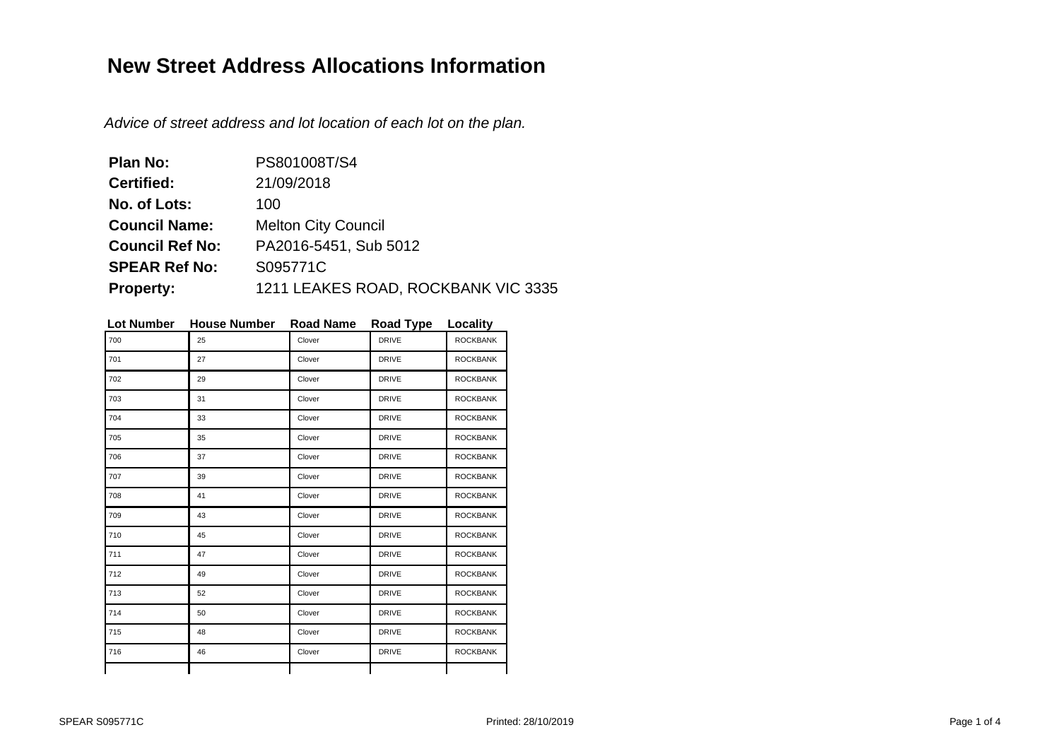# New Street Address Allocations Information

*Advice of street address and lot location of each lot on the plan.*

**Plan No:** PS801008T/S4
**Certified:** 21/09/2018
**No. of Lots:** 100
**Council Name:** Melton City Council
**Council Ref No:** PA2016-5451, Sub 5012
**SPEAR Ref No:** S095771C
**Property:** 1211 LEAKES ROAD, ROCKBANK VIC 3335

| Lot Number | House Number | Road Name | Road Type | Locality |
|---|---|---|---|---|
| 700 | 25 | Clover | DRIVE | ROCKBANK |
| 701 | 27 | Clover | DRIVE | ROCKBANK |
| 702 | 29 | Clover | DRIVE | ROCKBANK |
| 703 | 31 | Clover | DRIVE | ROCKBANK |
| 704 | 33 | Clover | DRIVE | ROCKBANK |
| 705 | 35 | Clover | DRIVE | ROCKBANK |
| 706 | 37 | Clover | DRIVE | ROCKBANK |
| 707 | 39 | Clover | DRIVE | ROCKBANK |
| 708 | 41 | Clover | DRIVE | ROCKBANK |
| 709 | 43 | Clover | DRIVE | ROCKBANK |
| 710 | 45 | Clover | DRIVE | ROCKBANK |
| 711 | 47 | Clover | DRIVE | ROCKBANK |
| 712 | 49 | Clover | DRIVE | ROCKBANK |
| 713 | 52 | Clover | DRIVE | ROCKBANK |
| 714 | 50 | Clover | DRIVE | ROCKBANK |
| 715 | 48 | Clover | DRIVE | ROCKBANK |
| 716 | 46 | Clover | DRIVE | ROCKBANK |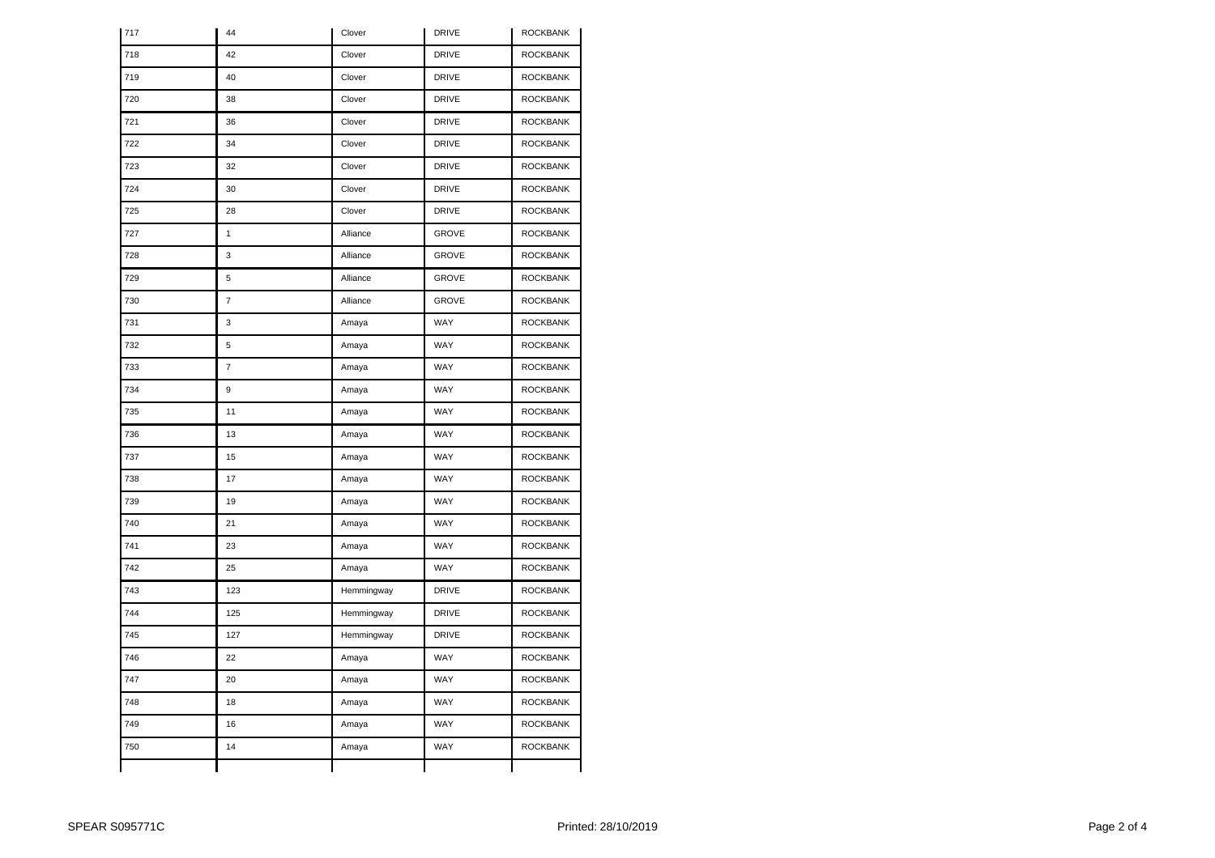| | | | | |
|---|---|---|---|---|
| 717 | 44 | Clover | DRIVE | ROCKBANK |
| 718 | 42 | Clover | DRIVE | ROCKBANK |
| 719 | 40 | Clover | DRIVE | ROCKBANK |
| 720 | 38 | Clover | DRIVE | ROCKBANK |
| 721 | 36 | Clover | DRIVE | ROCKBANK |
| 722 | 34 | Clover | DRIVE | ROCKBANK |
| 723 | 32 | Clover | DRIVE | ROCKBANK |
| 724 | 30 | Clover | DRIVE | ROCKBANK |
| 725 | 28 | Clover | DRIVE | ROCKBANK |
| 727 | 1 | Alliance | GROVE | ROCKBANK |
| 728 | 3 | Alliance | GROVE | ROCKBANK |
| 729 | 5 | Alliance | GROVE | ROCKBANK |
| 730 | 7 | Alliance | GROVE | ROCKBANK |
| 731 | 3 | Amaya | WAY | ROCKBANK |
| 732 | 5 | Amaya | WAY | ROCKBANK |
| 733 | 7 | Amaya | WAY | ROCKBANK |
| 734 | 9 | Amaya | WAY | ROCKBANK |
| 735 | 11 | Amaya | WAY | ROCKBANK |
| 736 | 13 | Amaya | WAY | ROCKBANK |
| 737 | 15 | Amaya | WAY | ROCKBANK |
| 738 | 17 | Amaya | WAY | ROCKBANK |
| 739 | 19 | Amaya | WAY | ROCKBANK |
| 740 | 21 | Amaya | WAY | ROCKBANK |
| 741 | 23 | Amaya | WAY | ROCKBANK |
| 742 | 25 | Amaya | WAY | ROCKBANK |
| 743 | 123 | Hemmingway | DRIVE | ROCKBANK |
| 744 | 125 | Hemmingway | DRIVE | ROCKBANK |
| 745 | 127 | Hemmingway | DRIVE | ROCKBANK |
| 746 | 22 | Amaya | WAY | ROCKBANK |
| 747 | 20 | Amaya | WAY | ROCKBANK |
| 748 | 18 | Amaya | WAY | ROCKBANK |
| 749 | 16 | Amaya | WAY | ROCKBANK |
| 750 | 14 | Amaya | WAY | ROCKBANK |
| | | | | |

SPEAR S095771C

Printed: 28/10/2019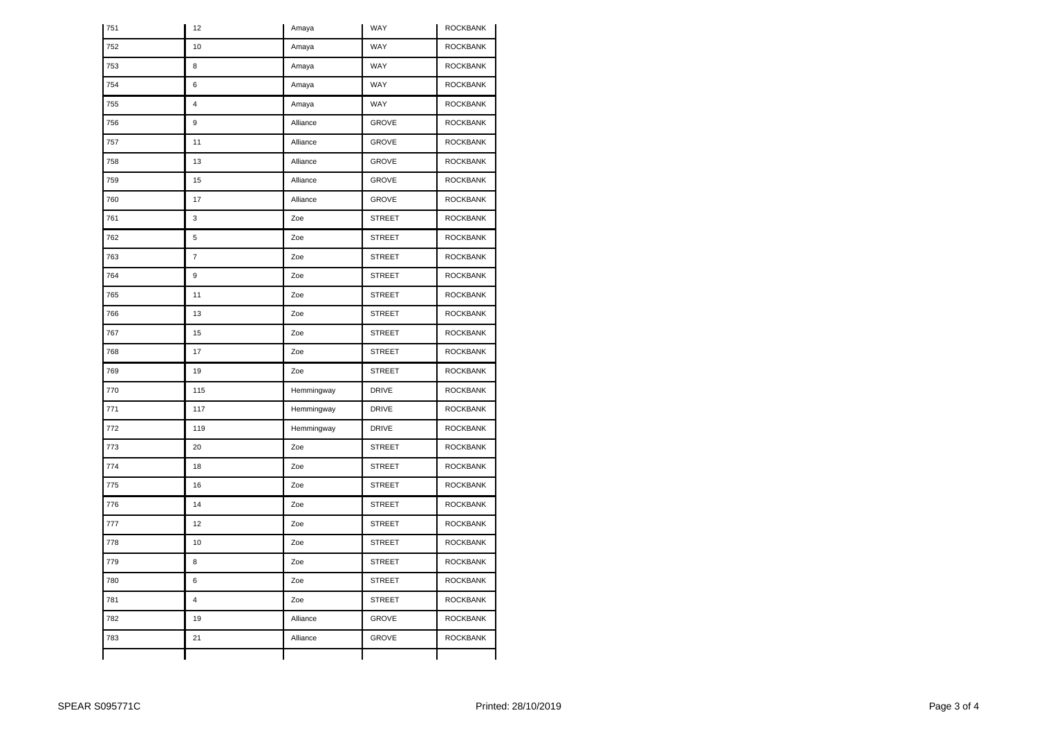| | | | | |
|---|---|---|---|---|
| 751 | 12 | Amaya | WAY | ROCKBANK |
| 752 | 10 | Amaya | WAY | ROCKBANK |
| 753 | 8 | Amaya | WAY | ROCKBANK |
| 754 | 6 | Amaya | WAY | ROCKBANK |
| 755 | 4 | Amaya | WAY | ROCKBANK |
| 756 | 9 | Alliance | GROVE | ROCKBANK |
| 757 | 11 | Alliance | GROVE | ROCKBANK |
| 758 | 13 | Alliance | GROVE | ROCKBANK |
| 759 | 15 | Alliance | GROVE | ROCKBANK |
| 760 | 17 | Alliance | GROVE | ROCKBANK |
| 761 | 3 | Zoe | STREET | ROCKBANK |
| 762 | 5 | Zoe | STREET | ROCKBANK |
| 763 | 7 | Zoe | STREET | ROCKBANK |
| 764 | 9 | Zoe | STREET | ROCKBANK |
| 765 | 11 | Zoe | STREET | ROCKBANK |
| 766 | 13 | Zoe | STREET | ROCKBANK |
| 767 | 15 | Zoe | STREET | ROCKBANK |
| 768 | 17 | Zoe | STREET | ROCKBANK |
| 769 | 19 | Zoe | STREET | ROCKBANK |
| 770 | 115 | Hemmingway | DRIVE | ROCKBANK |
| 771 | 117 | Hemmingway | DRIVE | ROCKBANK |
| 772 | 119 | Hemmingway | DRIVE | ROCKBANK |
| 773 | 20 | Zoe | STREET | ROCKBANK |
| 774 | 18 | Zoe | STREET | ROCKBANK |
| 775 | 16 | Zoe | STREET | ROCKBANK |
| 776 | 14 | Zoe | STREET | ROCKBANK |
| 777 | 12 | Zoe | STREET | ROCKBANK |
| 778 | 10 | Zoe | STREET | ROCKBANK |
| 779 | 8 | Zoe | STREET | ROCKBANK |
| 780 | 6 | Zoe | STREET | ROCKBANK |
| 781 | 4 | Zoe | STREET | ROCKBANK |
| 782 | 19 | Alliance | GROVE | ROCKBANK |
| 783 | 21 | Alliance | GROVE | ROCKBANK |
| | | | | |

SPEAR S095771C

Printed: 28/10/2019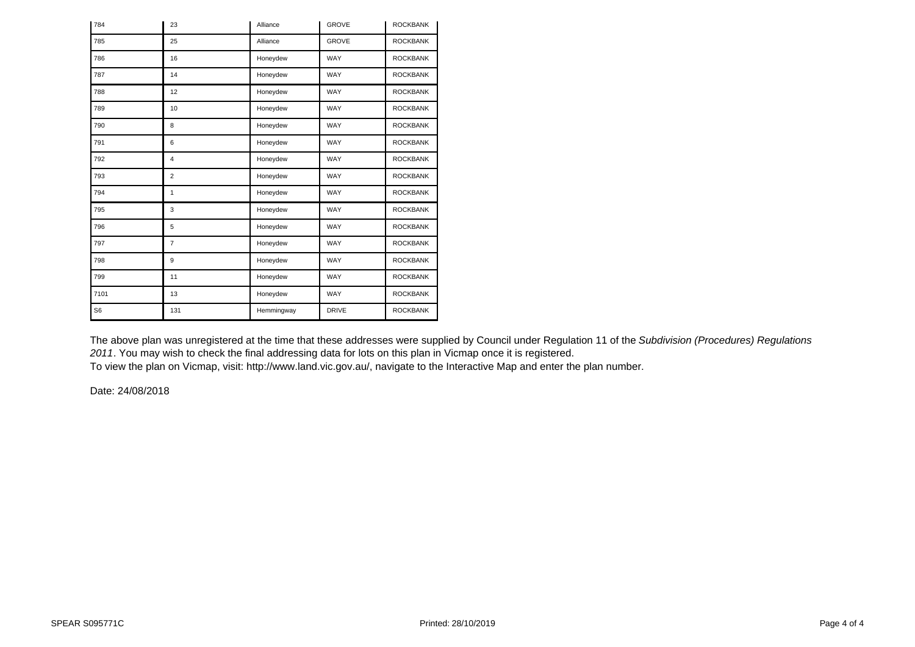| | | | | |
|---|---|---|---|---|
| 784 | 23 | Alliance | GROVE | ROCKBANK |
| 785 | 25 | Alliance | GROVE | ROCKBANK |
| 786 | 16 | Honeydew | WAY | ROCKBANK |
| 787 | 14 | Honeydew | WAY | ROCKBANK |
| 788 | 12 | Honeydew | WAY | ROCKBANK |
| 789 | 10 | Honeydew | WAY | ROCKBANK |
| 790 | 8 | Honeydew | WAY | ROCKBANK |
| 791 | 6 | Honeydew | WAY | ROCKBANK |
| 792 | 4 | Honeydew | WAY | ROCKBANK |
| 793 | 2 | Honeydew | WAY | ROCKBANK |
| 794 | 1 | Honeydew | WAY | ROCKBANK |
| 795 | 3 | Honeydew | WAY | ROCKBANK |
| 796 | 5 | Honeydew | WAY | ROCKBANK |
| 797 | 7 | Honeydew | WAY | ROCKBANK |
| 798 | 9 | Honeydew | WAY | ROCKBANK |
| 799 | 11 | Honeydew | WAY | ROCKBANK |
| 7101 | 13 | Honeydew | WAY | ROCKBANK |
| S6 | 131 | Hemmingway | DRIVE | ROCKBANK |

The above plan was unregistered at the time that these addresses were supplied by Council under Regulation 11 of the *Subdivision (Procedures) Regulations 2011*. You may wish to check the final addressing data for lots on this plan in Vicmap once it is registered.
To view the plan on Vicmap, visit: http://www.land.vic.gov.au/, navigate to the Interactive Map and enter the plan number.

Date: 24/08/2018

SPEAR S095771C

Printed: 28/10/2019